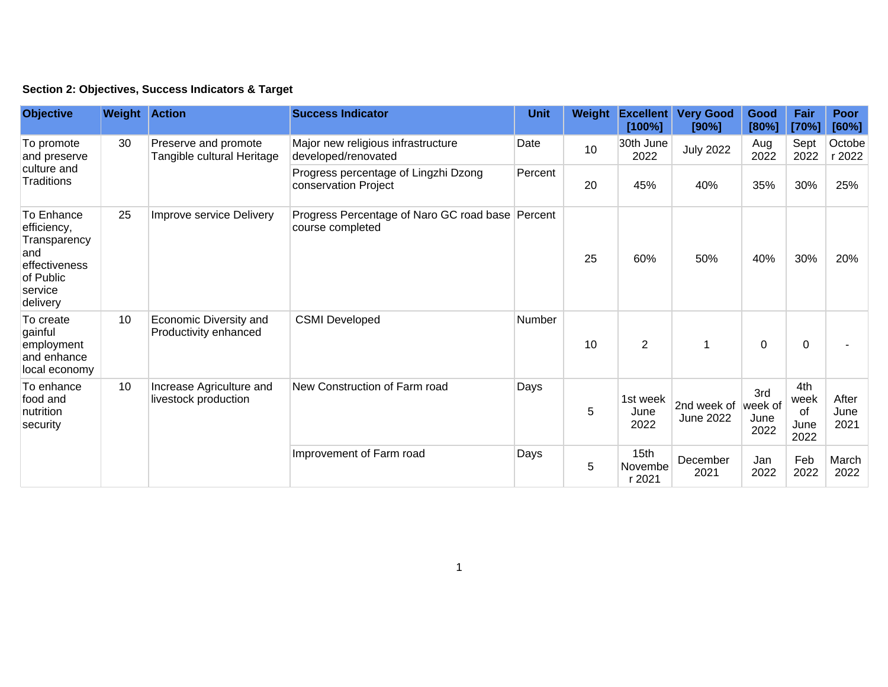**Section 2: Objectives, Success Indicators & Target**

| Objective | Weight | Action | Success Indicator | Unit | Weight | Excellent [100%] | Very Good [90%] | Good [80%] | Fair [70%] | Poor [60%] |
|---|---|---|---|---|---|---|---|---|---|---|
| To promote and preserve culture and Traditions | 30 | Preserve and promote Tangible cultural Heritage | Major new religious infrastructure developed/renovated | Date | 10 | 30th June 2022 | July 2022 | Aug 2022 | Sept 2022 | October 2022 |
| | | | Progress percentage of Lingzhi Dzong conservation Project | Percent | 20 | 45% | 40% | 35% | 30% | 25% |
| To Enhance efficiency, Transparency and effectiveness of Public service delivery | 25 | Improve service Delivery | Progress Percentage of Naro GC road base course completed | Percent | 25 | 60% | 50% | 40% | 30% | 20% |
| To create gainful employment and enhance local economy | 10 | Economic Diversity and Productivity enhanced | CSMI Developed | Number | 10 | 2 | 1 | 0 | 0 | - |
| To enhance food and nutrition security | 10 | Increase Agriculture and livestock production | New Construction of Farm road | Days | 5 | 1st week June 2022 | 2nd week of June 2022 | 3rd week of June 2022 | 4th week of June 2022 | After June 2021 |
| | | | Improvement of Farm road | Days | 5 | 15th November 2021 | December 2021 | Jan 2022 | Feb 2022 | March 2022 |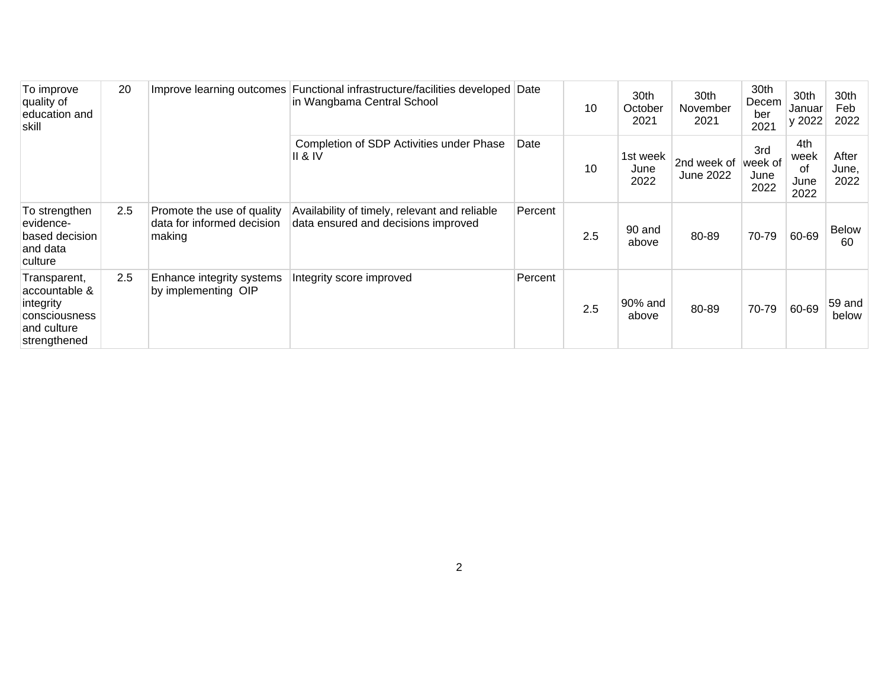| | | | | | | | | | | |
|---|---|---|---|---|---|---|---|---|---|---|
| To improve quality of education and skill | 20 | Improve learning outcomes | Functional infrastructure/facilities developed in Wangbama Central School | Date | 10 | 30th October 2021 | 30th November 2021 | 30th December 2021 | 30th January 2022 | 30th Feb 2022 |
| | | | Completion of SDP Activities under Phase II & IV | Date | 10 | 1st week June 2022 | 2nd week of June 2022 | 3rd week of June 2022 | 4th week of June 2022 | After June, 2022 |
| To strengthen evidence-based decision and data culture | 2.5 | Promote the use of quality data for informed decision making | Availability of timely, relevant and reliable data ensured and decisions improved | Percent | 2.5 | 90 and above | 80-89 | 70-79 | 60-69 | Below 60 |
| Transparent, accountable & integrity consciousness and culture strengthened | 2.5 | Enhance integrity systems by implementing OIP | Integrity score improved | Percent | 2.5 | 90% and above | 80-89 | 70-79 | 60-69 | 59 and below |